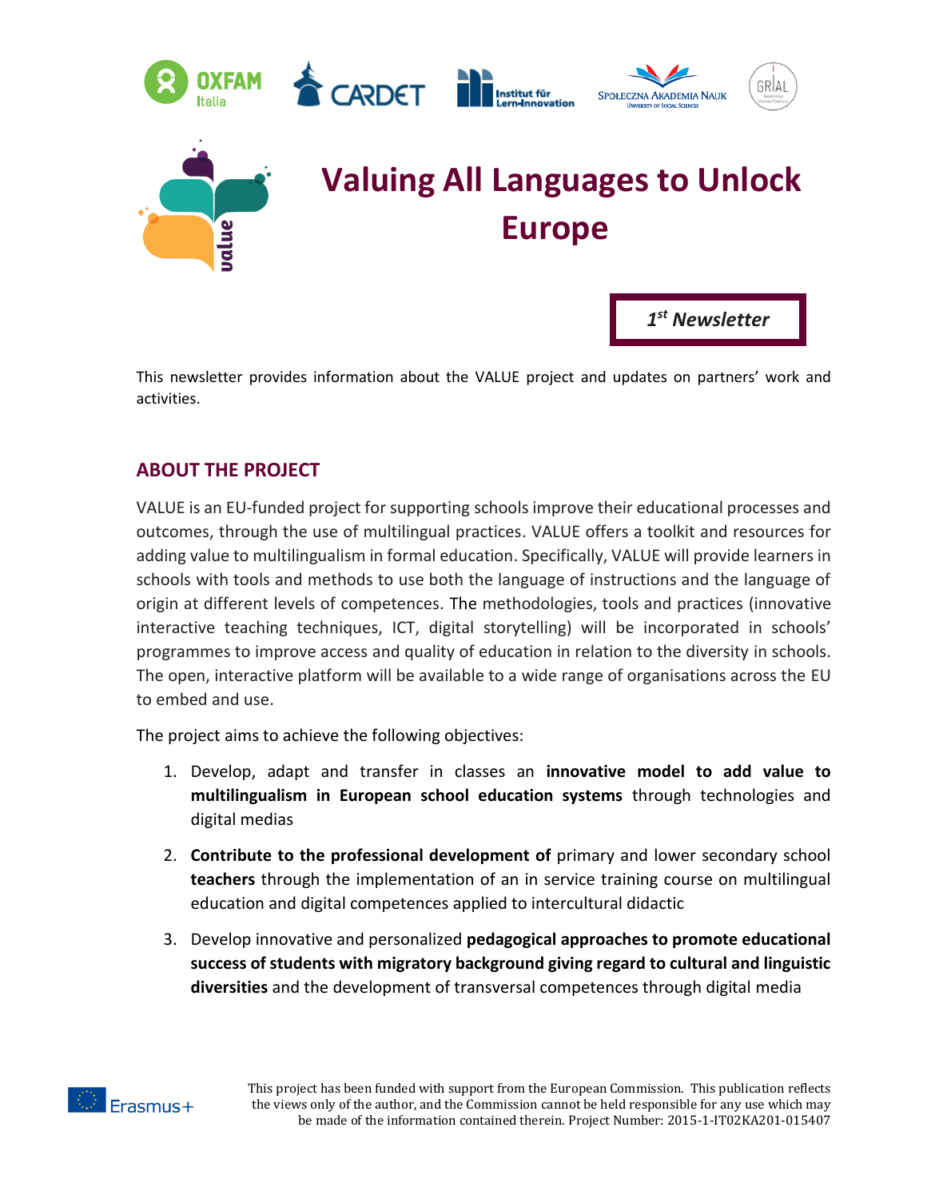# Valuing All Languages to Unlock Europe

***1st Newsletter***

This newsletter provides information about the VALUE project and updates on partners' work and activities.

## ABOUT THE PROJECT

VALUE is an EU-funded project for supporting schools improve their educational processes and outcomes, through the use of multilingual practices. VALUE offers a toolkit and resources for adding value to multilingualism in formal education. Specifically, VALUE will provide learners in schools with tools and methods to use both the language of instructions and the language of origin at different levels of competences. The methodologies, tools and practices (innovative interactive teaching techniques, ICT, digital storytelling) will be incorporated in schools' programmes to improve access and quality of education in relation to the diversity in schools. The open, interactive platform will be available to a wide range of organisations across the EU to embed and use.

The project aims to achieve the following objectives:

1. Develop, adapt and transfer in classes an **innovative model to add value to multilingualism in European school education systems** through technologies and digital medias
2. **Contribute to the professional development of** primary and lower secondary school **teachers** through the implementation of an in service training course on multilingual education and digital competences applied to intercultural didactic
3. Develop innovative and personalized **pedagogical approaches to promote educational success of students with migratory background giving regard to cultural and linguistic diversities** and the development of transversal competences through digital media

This project has been funded with support from the European Commission. This publication reflects the views only of the author, and the Commission cannot be held responsible for any use which may be made of the information contained therein. Project Number: 2015-1-IT02KA201-015407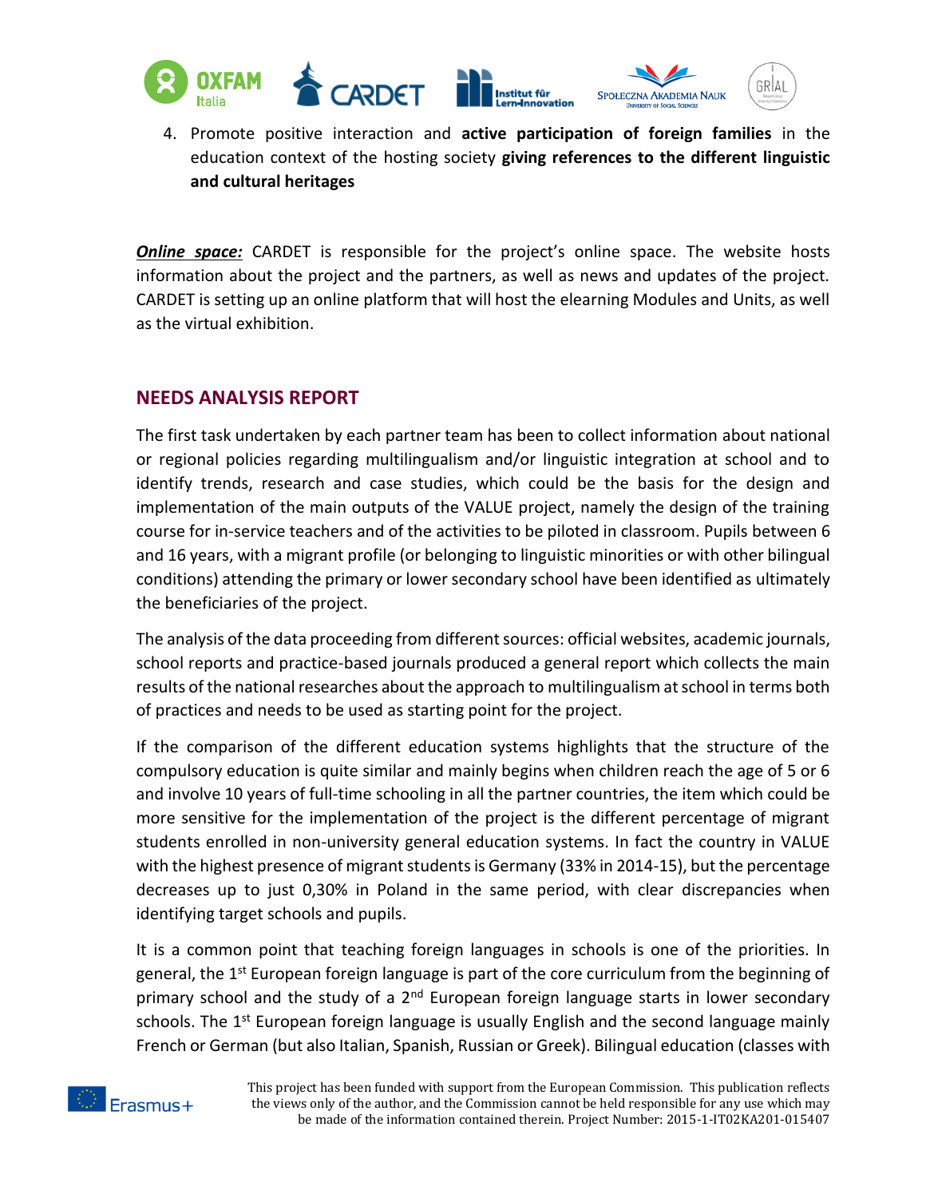4. Promote positive interaction and **active participation of foreign families** in the education context of the hosting society **giving references to the different linguistic and cultural heritages**

***Online space:*** CARDET is responsible for the project's online space. The website hosts information about the project and the partners, as well as news and updates of the project. CARDET is setting up an online platform that will host the elearning Modules and Units, as well as the virtual exhibition.

## NEEDS ANALYSIS REPORT

The first task undertaken by each partner team has been to collect information about national or regional policies regarding multilingualism and/or linguistic integration at school and to identify trends, research and case studies, which could be the basis for the design and implementation of the main outputs of the VALUE project, namely the design of the training course for in-service teachers and of the activities to be piloted in classroom. Pupils between 6 and 16 years, with a migrant profile (or belonging to linguistic minorities or with other bilingual conditions) attending the primary or lower secondary school have been identified as ultimately the beneficiaries of the project.

The analysis of the data proceeding from different sources: official websites, academic journals, school reports and practice-based journals produced a general report which collects the main results of the national researches about the approach to multilingualism at school in terms both of practices and needs to be used as starting point for the project.

If the comparison of the different education systems highlights that the structure of the compulsory education is quite similar and mainly begins when children reach the age of 5 or 6 and involve 10 years of full-time schooling in all the partner countries, the item which could be more sensitive for the implementation of the project is the different percentage of migrant students enrolled in non-university general education systems. In fact the country in VALUE with the highest presence of migrant students is Germany (33% in 2014-15), but the percentage decreases up to just 0,30% in Poland in the same period, with clear discrepancies when identifying target schools and pupils.

It is a common point that teaching foreign languages in schools is one of the priorities. In general, the 1st European foreign language is part of the core curriculum from the beginning of primary school and the study of a 2nd European foreign language starts in lower secondary schools. The 1st European foreign language is usually English and the second language mainly French or German (but also Italian, Spanish, Russian or Greek). Bilingual education (classes with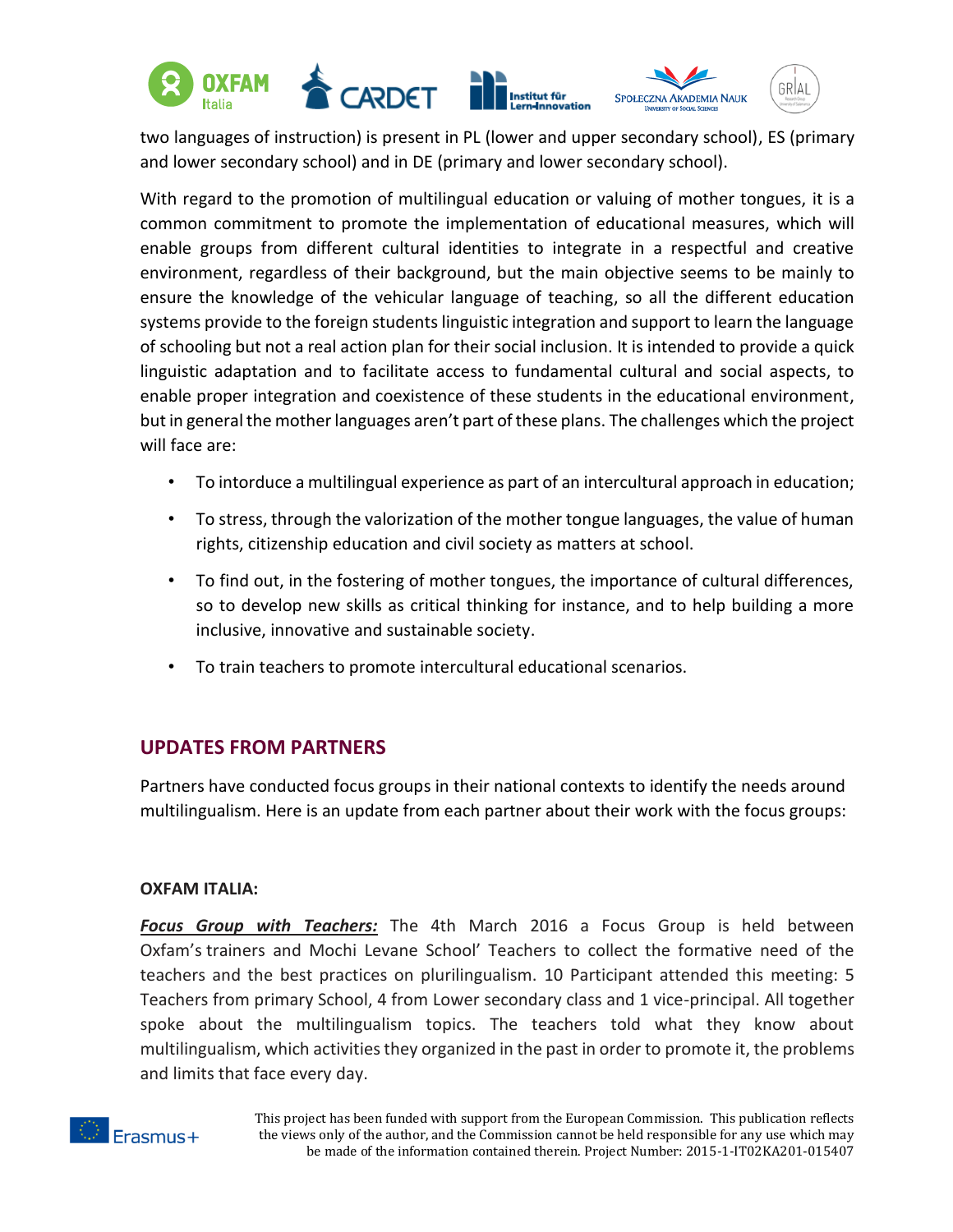two languages of instruction) is present in PL (lower and upper secondary school), ES (primary and lower secondary school) and in DE (primary and lower secondary school).

With regard to the promotion of multilingual education or valuing of mother tongues, it is a common commitment to promote the implementation of educational measures, which will enable groups from different cultural identities to integrate in a respectful and creative environment, regardless of their background, but the main objective seems to be mainly to ensure the knowledge of the vehicular language of teaching, so all the different education systems provide to the foreign students linguistic integration and support to learn the language of schooling but not a real action plan for their social inclusion. It is intended to provide a quick linguistic adaptation and to facilitate access to fundamental cultural and social aspects, to enable proper integration and coexistence of these students in the educational environment, but in general the mother languages aren't part of these plans. The challenges which the project will face are:

- To intorduce a multilingual experience as part of an intercultural approach in education;
- To stress, through the valorization of the mother tongue languages, the value of human rights, citizenship education and civil society as matters at school.
- To find out, in the fostering of mother tongues, the importance of cultural differences, so to develop new skills as critical thinking for instance, and to help building a more inclusive, innovative and sustainable society.
- To train teachers to promote intercultural educational scenarios.

## UPDATES FROM PARTNERS

Partners have conducted focus groups in their national contexts to identify the needs around multilingualism. Here is an update from each partner about their work with the focus groups:

**OXFAM ITALIA:**

***Focus Group with Teachers:*** The 4th March 2016 a Focus Group is held between Oxfam's trainers and Mochi Levane School' Teachers to collect the formative need of the teachers and the best practices on plurilingualism. 10 Participant attended this meeting: 5 Teachers from primary School, 4 from Lower secondary class and 1 vice-principal. All together spoke about the multilingualism topics. The teachers told what they know about multilingualism, which activities they organized in the past in order to promote it, the problems and limits that face every day.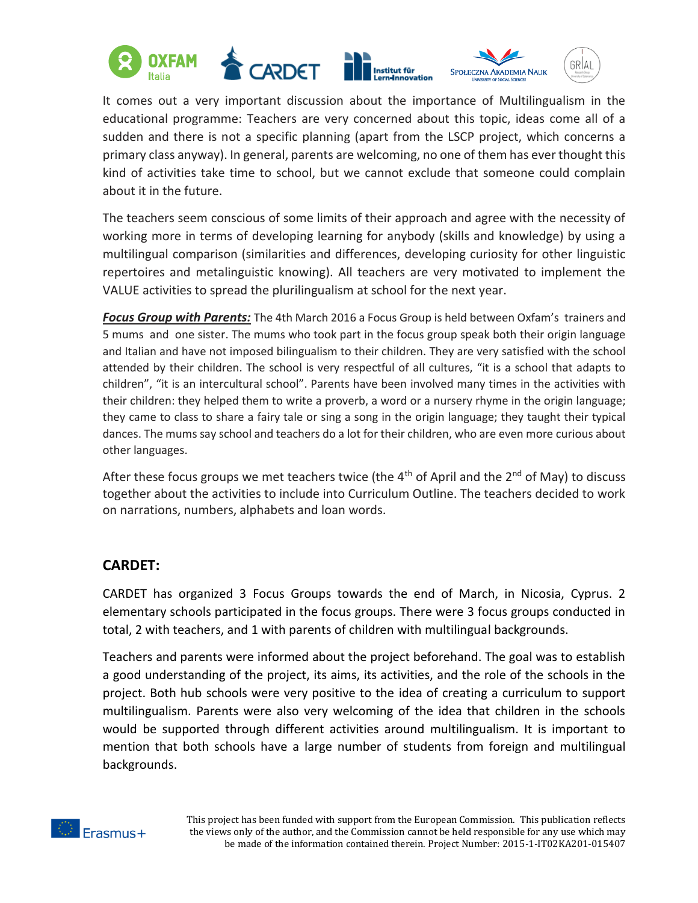It comes out a very important discussion about the importance of Multilingualism in the educational programme: Teachers are very concerned about this topic, ideas come all of a sudden and there is not a specific planning (apart from the LSCP project, which concerns a primary class anyway). In general, parents are welcoming, no one of them has ever thought this kind of activities take time to school, but we cannot exclude that someone could complain about it in the future.

The teachers seem conscious of some limits of their approach and agree with the necessity of working more in terms of developing learning for anybody (skills and knowledge) by using a multilingual comparison (similarities and differences, developing curiosity for other linguistic repertoires and metalinguistic knowing). All teachers are very motivated to implement the VALUE activities to spread the plurilingualism at school for the next year.

***Focus Group with Parents:*** The 4th March 2016 a Focus Group is held between Oxfam's trainers and 5 mums and one sister. The mums who took part in the focus group speak both their origin language and Italian and have not imposed bilingualism to their children. They are very satisfied with the school attended by their children. The school is very respectful of all cultures, "it is a school that adapts to children", "it is an intercultural school". Parents have been involved many times in the activities with their children: they helped them to write a proverb, a word or a nursery rhyme in the origin language; they came to class to share a fairy tale or sing a song in the origin language; they taught their typical dances. The mums say school and teachers do a lot for their children, who are even more curious about other languages.

After these focus groups we met teachers twice (the 4th of April and the 2nd of May) to discuss together about the activities to include into Curriculum Outline. The teachers decided to work on narrations, numbers, alphabets and loan words.

## CARDET:

CARDET has organized 3 Focus Groups towards the end of March, in Nicosia, Cyprus. 2 elementary schools participated in the focus groups. There were 3 focus groups conducted in total, 2 with teachers, and 1 with parents of children with multilingual backgrounds.

Teachers and parents were informed about the project beforehand. The goal was to establish a good understanding of the project, its aims, its activities, and the role of the schools in the project. Both hub schools were very positive to the idea of creating a curriculum to support multilingualism. Parents were also very welcoming of the idea that children in the schools would be supported through different activities around multilingualism. It is important to mention that both schools have a large number of students from foreign and multilingual backgrounds.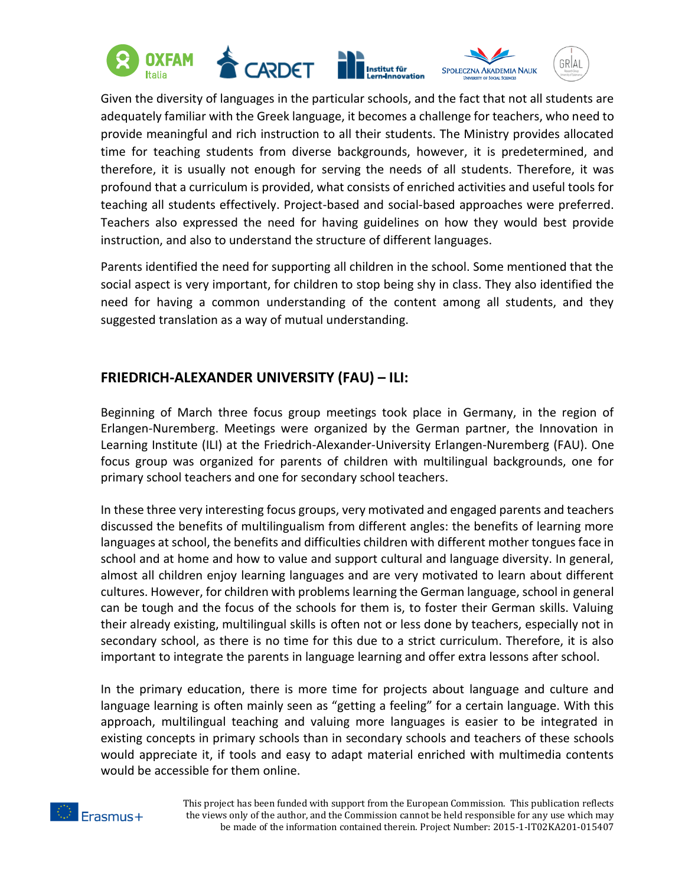Given the diversity of languages in the particular schools, and the fact that not all students are adequately familiar with the Greek language, it becomes a challenge for teachers, who need to provide meaningful and rich instruction to all their students. The Ministry provides allocated time for teaching students from diverse backgrounds, however, it is predetermined, and therefore, it is usually not enough for serving the needs of all students. Therefore, it was profound that a curriculum is provided, what consists of enriched activities and useful tools for teaching all students effectively. Project-based and social-based approaches were preferred. Teachers also expressed the need for having guidelines on how they would best provide instruction, and also to understand the structure of different languages.

Parents identified the need for supporting all children in the school. Some mentioned that the social aspect is very important, for children to stop being shy in class. They also identified the need for having a common understanding of the content among all students, and they suggested translation as a way of mutual understanding.

## FRIEDRICH-ALEXANDER UNIVERSITY (FAU) – ILI:

Beginning of March three focus group meetings took place in Germany, in the region of Erlangen-Nuremberg. Meetings were organized by the German partner, the Innovation in Learning Institute (ILI) at the Friedrich-Alexander-University Erlangen-Nuremberg (FAU). One focus group was organized for parents of children with multilingual backgrounds, one for primary school teachers and one for secondary school teachers.

In these three very interesting focus groups, very motivated and engaged parents and teachers discussed the benefits of multilingualism from different angles: the benefits of learning more languages at school, the benefits and difficulties children with different mother tongues face in school and at home and how to value and support cultural and language diversity. In general, almost all children enjoy learning languages and are very motivated to learn about different cultures. However, for children with problems learning the German language, school in general can be tough and the focus of the schools for them is, to foster their German skills. Valuing their already existing, multilingual skills is often not or less done by teachers, especially not in secondary school, as there is no time for this due to a strict curriculum. Therefore, it is also important to integrate the parents in language learning and offer extra lessons after school.

In the primary education, there is more time for projects about language and culture and language learning is often mainly seen as "getting a feeling" for a certain language. With this approach, multilingual teaching and valuing more languages is easier to be integrated in existing concepts in primary schools than in secondary schools and teachers of these schools would appreciate it, if tools and easy to adapt material enriched with multimedia contents would be accessible for them online.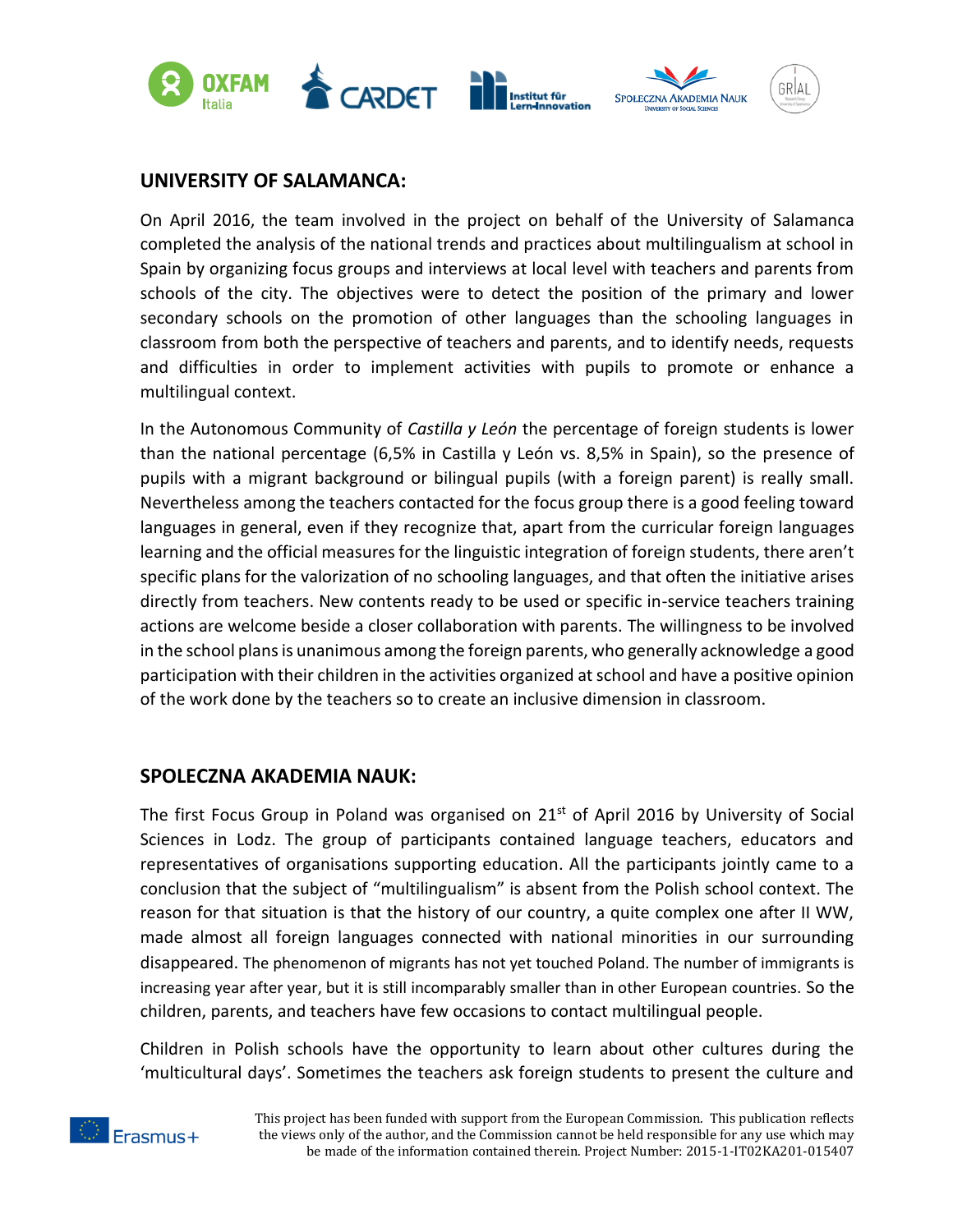## UNIVERSITY OF SALAMANCA:

On April 2016, the team involved in the project on behalf of the University of Salamanca completed the analysis of the national trends and practices about multilingualism at school in Spain by organizing focus groups and interviews at local level with teachers and parents from schools of the city. The objectives were to detect the position of the primary and lower secondary schools on the promotion of other languages than the schooling languages in classroom from both the perspective of teachers and parents, and to identify needs, requests and difficulties in order to implement activities with pupils to promote or enhance a multilingual context.

In the Autonomous Community of *Castilla y León* the percentage of foreign students is lower than the national percentage (6,5% in Castilla y León vs. 8,5% in Spain), so the presence of pupils with a migrant background or bilingual pupils (with a foreign parent) is really small. Nevertheless among the teachers contacted for the focus group there is a good feeling toward languages in general, even if they recognize that, apart from the curricular foreign languages learning and the official measures for the linguistic integration of foreign students, there aren't specific plans for the valorization of no schooling languages, and that often the initiative arises directly from teachers. New contents ready to be used or specific in-service teachers training actions are welcome beside a closer collaboration with parents. The willingness to be involved in the school plans is unanimous among the foreign parents, who generally acknowledge a good participation with their children in the activities organized at school and have a positive opinion of the work done by the teachers so to create an inclusive dimension in classroom.

## SPOLECZNA AKADEMIA NAUK:

The first Focus Group in Poland was organised on 21st of April 2016 by University of Social Sciences in Lodz. The group of participants contained language teachers, educators and representatives of organisations supporting education. All the participants jointly came to a conclusion that the subject of "multilingualism" is absent from the Polish school context. The reason for that situation is that the history of our country, a quite complex one after II WW, made almost all foreign languages connected with national minorities in our surrounding disappeared. The phenomenon of migrants has not yet touched Poland. The number of immigrants is increasing year after year, but it is still incomparably smaller than in other European countries. So the children, parents, and teachers have few occasions to contact multilingual people.

Children in Polish schools have the opportunity to learn about other cultures during the 'multicultural days'. Sometimes the teachers ask foreign students to present the culture and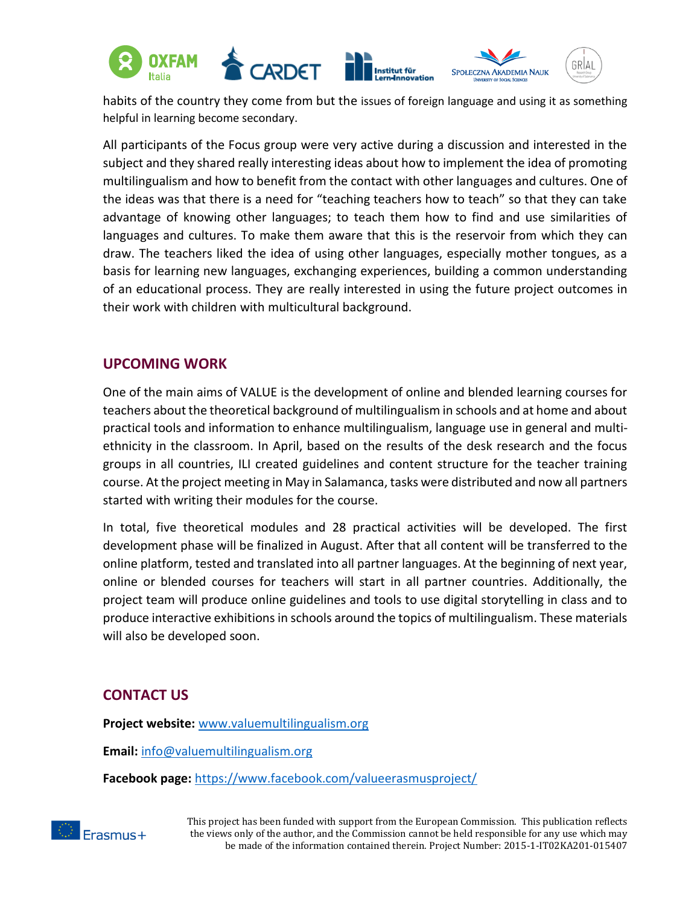habits of the country they come from but the issues of foreign language and using it as something helpful in learning become secondary.

All participants of the Focus group were very active during a discussion and interested in the subject and they shared really interesting ideas about how to implement the idea of promoting multilingualism and how to benefit from the contact with other languages and cultures. One of the ideas was that there is a need for "teaching teachers how to teach" so that they can take advantage of knowing other languages; to teach them how to find and use similarities of languages and cultures. To make them aware that this is the reservoir from which they can draw. The teachers liked the idea of using other languages, especially mother tongues, as a basis for learning new languages, exchanging experiences, building a common understanding of an educational process. They are really interested in using the future project outcomes in their work with children with multicultural background.

## UPCOMING WORK

One of the main aims of VALUE is the development of online and blended learning courses for teachers about the theoretical background of multilingualism in schools and at home and about practical tools and information to enhance multilingualism, language use in general and multi-ethnicity in the classroom. In April, based on the results of the desk research and the focus groups in all countries, ILI created guidelines and content structure for the teacher training course. At the project meeting in May in Salamanca, tasks were distributed and now all partners started with writing their modules for the course.

In total, five theoretical modules and 28 practical activities will be developed. The first development phase will be finalized in August. After that all content will be transferred to the online platform, tested and translated into all partner languages. At the beginning of next year, online or blended courses for teachers will start in all partner countries. Additionally, the project team will produce online guidelines and tools to use digital storytelling in class and to produce interactive exhibitions in schools around the topics of multilingualism. These materials will also be developed soon.

## CONTACT US

**Project website:** www.valuemultilingualism.org

**Email:** info@valuemultilingualism.org

**Facebook page:** https://www.facebook.com/valueerasmusproject/

This project has been funded with support from the European Commission. This publication reflects the views only of the author, and the Commission cannot be held responsible for any use which may be made of the information contained therein. Project Number: 2015-1-IT02KA201-015407